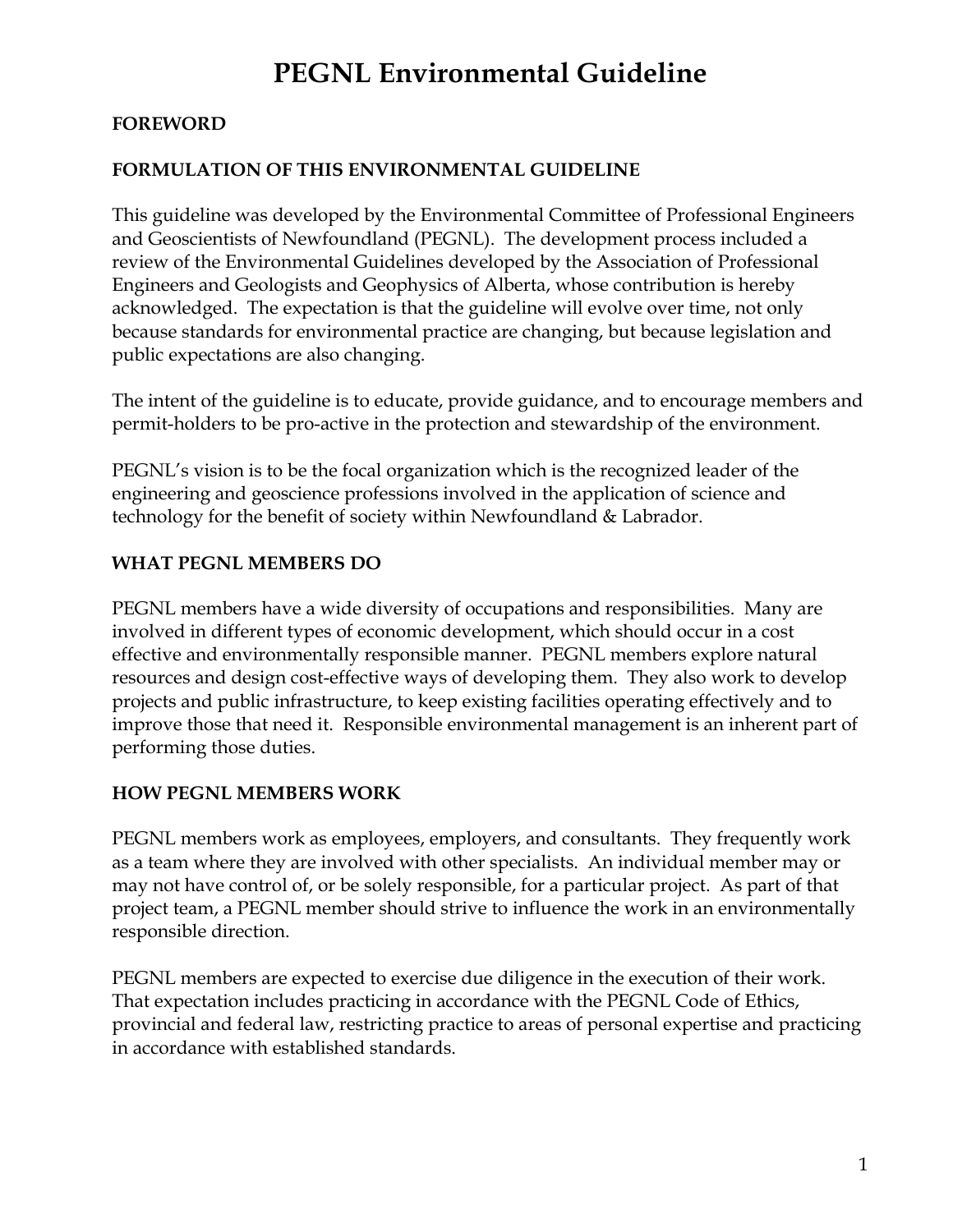# PEGNL Environmental Guideline

## FOREWORD

## FORMULATION OF THIS ENVIRONMENTAL GUIDELINE

This guideline was developed by the Environmental Committee of Professional Engineers and Geoscientists of Newfoundland (PEGNL). The development process included a review of the Environmental Guidelines developed by the Association of Professional Engineers and Geologists and Geophysics of Alberta, whose contribution is hereby acknowledged. The expectation is that the guideline will evolve over time, not only because standards for environmental practice are changing, but because legislation and public expectations are also changing.

The intent of the guideline is to educate, provide guidance, and to encourage members and permit-holders to be pro-active in the protection and stewardship of the environment.

PEGNL's vision is to be the focal organization which is the recognized leader of the engineering and geoscience professions involved in the application of science and technology for the benefit of society within Newfoundland & Labrador.

## WHAT PEGNL MEMBERS DO

PEGNL members have a wide diversity of occupations and responsibilities. Many are involved in different types of economic development, which should occur in a cost effective and environmentally responsible manner. PEGNL members explore natural resources and design cost-effective ways of developing them. They also work to develop projects and public infrastructure, to keep existing facilities operating effectively and to improve those that need it. Responsible environmental management is an inherent part of performing those duties.

## HOW PEGNL MEMBERS WORK

PEGNL members work as employees, employers, and consultants. They frequently work as a team where they are involved with other specialists. An individual member may or may not have control of, or be solely responsible, for a particular project. As part of that project team, a PEGNL member should strive to influence the work in an environmentally responsible direction.

PEGNL members are expected to exercise due diligence in the execution of their work. That expectation includes practicing in accordance with the PEGNL Code of Ethics, provincial and federal law, restricting practice to areas of personal expertise and practicing in accordance with established standards.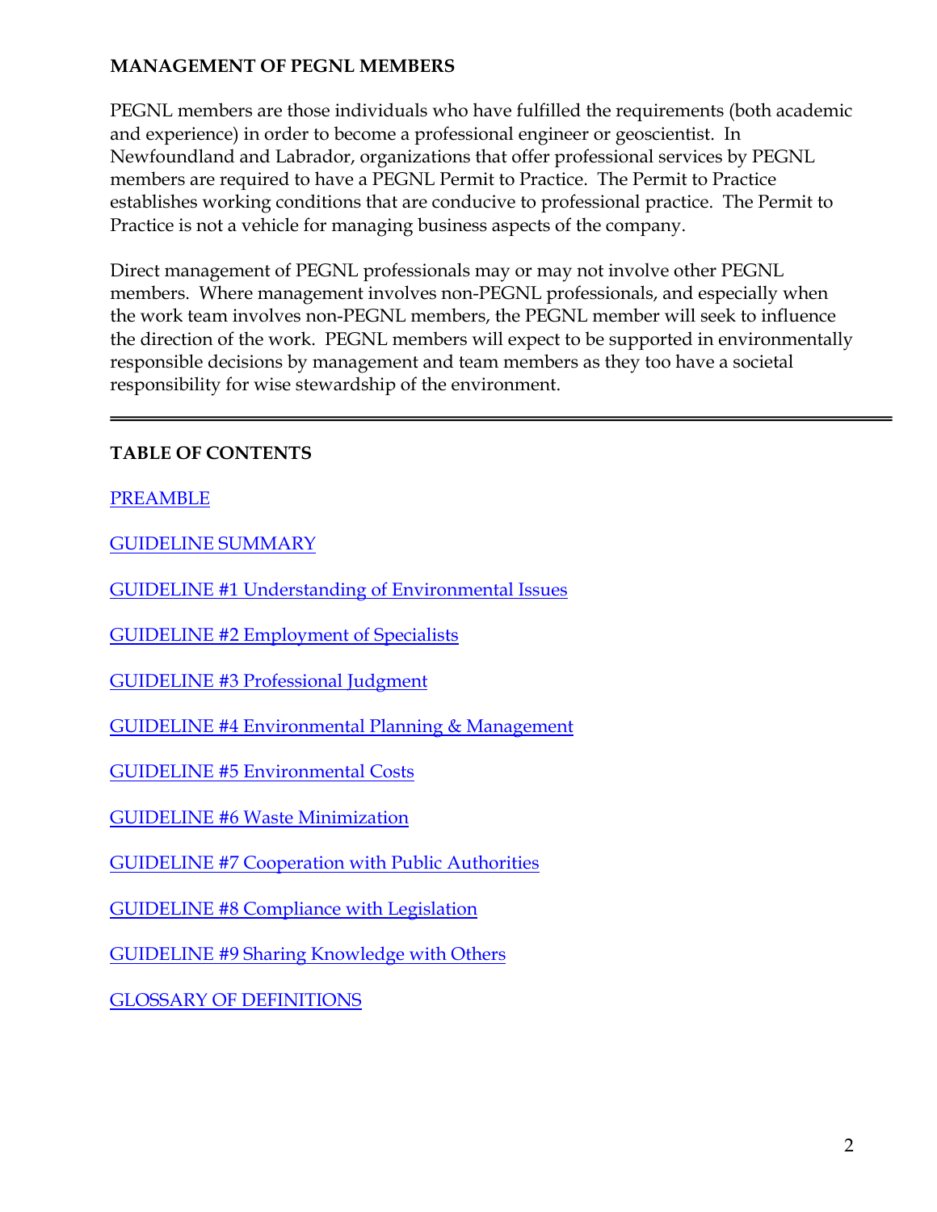**MANAGEMENT OF PEGNL MEMBERS**

PEGNL members are those individuals who have fulfilled the requirements (both academic and experience) in order to become a professional engineer or geoscientist. In Newfoundland and Labrador, organizations that offer professional services by PEGNL members are required to have a PEGNL Permit to Practice. The Permit to Practice establishes working conditions that are conducive to professional practice. The Permit to Practice is not a vehicle for managing business aspects of the company.

Direct management of PEGNL professionals may or may not involve other PEGNL members. Where management involves non-PEGNL professionals, and especially when the work team involves non-PEGNL members, the PEGNL member will seek to influence the direction of the work. PEGNL members will expect to be supported in environmentally responsible decisions by management and team members as they too have a societal responsibility for wise stewardship of the environment.

---

**TABLE OF CONTENTS**

PREAMBLE

GUIDELINE SUMMARY

GUIDELINE #1 Understanding of Environmental Issues

GUIDELINE #2 Employment of Specialists

GUIDELINE #3 Professional Judgment

GUIDELINE #4 Environmental Planning & Management

GUIDELINE #5 Environmental Costs

GUIDELINE #6 Waste Minimization

GUIDELINE #7 Cooperation with Public Authorities

GUIDELINE #8 Compliance with Legislation

GUIDELINE #9 Sharing Knowledge with Others

GLOSSARY OF DEFINITIONS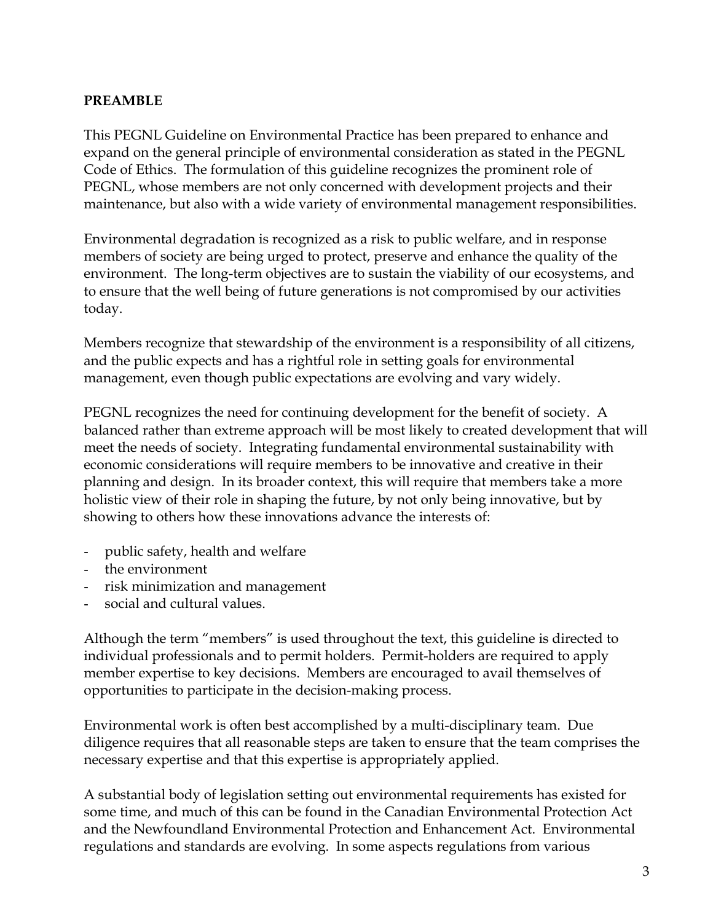**PREAMBLE**

This PEGNL Guideline on Environmental Practice has been prepared to enhance and expand on the general principle of environmental consideration as stated in the PEGNL Code of Ethics. The formulation of this guideline recognizes the prominent role of PEGNL, whose members are not only concerned with development projects and their maintenance, but also with a wide variety of environmental management responsibilities.

Environmental degradation is recognized as a risk to public welfare, and in response members of society are being urged to protect, preserve and enhance the quality of the environment. The long-term objectives are to sustain the viability of our ecosystems, and to ensure that the well being of future generations is not compromised by our activities today.

Members recognize that stewardship of the environment is a responsibility of all citizens, and the public expects and has a rightful role in setting goals for environmental management, even though public expectations are evolving and vary widely.

PEGNL recognizes the need for continuing development for the benefit of society. A balanced rather than extreme approach will be most likely to created development that will meet the needs of society. Integrating fundamental environmental sustainability with economic considerations will require members to be innovative and creative in their planning and design. In its broader context, this will require that members take a more holistic view of their role in shaping the future, by not only being innovative, but by showing to others how these innovations advance the interests of:

- public safety, health and welfare
- the environment
- risk minimization and management
- social and cultural values.

Although the term "members" is used throughout the text, this guideline is directed to individual professionals and to permit holders. Permit-holders are required to apply member expertise to key decisions. Members are encouraged to avail themselves of opportunities to participate in the decision-making process.

Environmental work is often best accomplished by a multi-disciplinary team. Due diligence requires that all reasonable steps are taken to ensure that the team comprises the necessary expertise and that this expertise is appropriately applied.

A substantial body of legislation setting out environmental requirements has existed for some time, and much of this can be found in the Canadian Environmental Protection Act and the Newfoundland Environmental Protection and Enhancement Act. Environmental regulations and standards are evolving. In some aspects regulations from various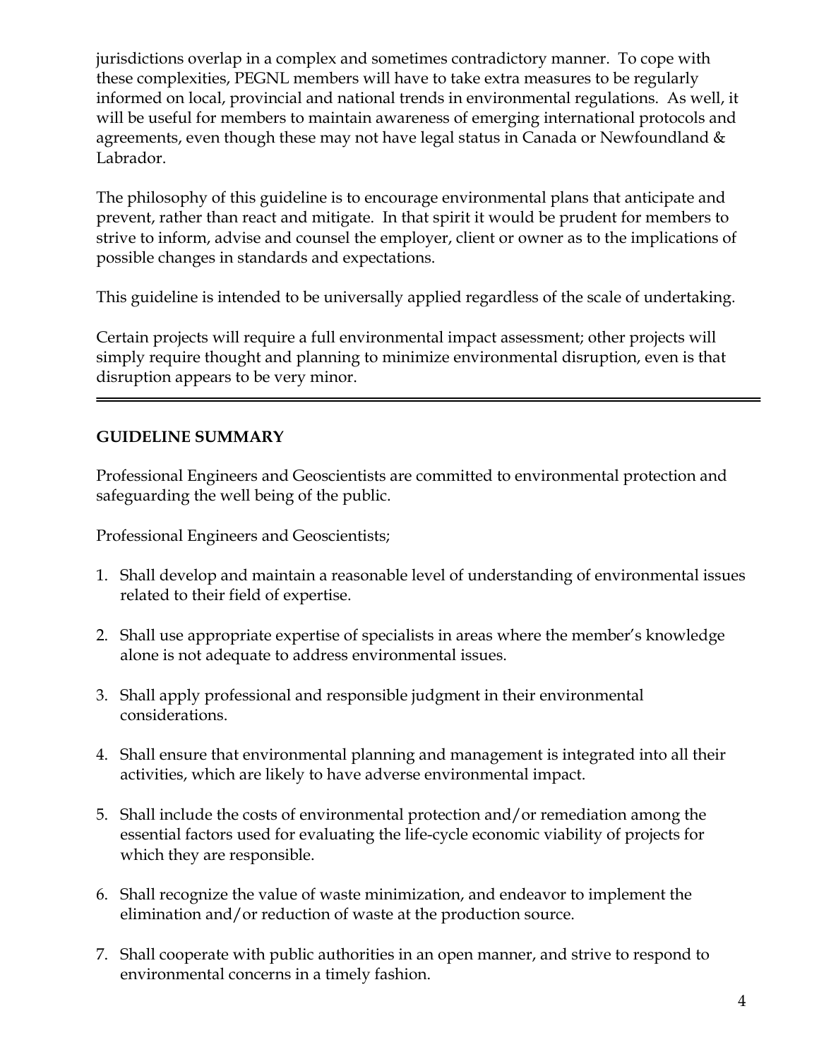jurisdictions overlap in a complex and sometimes contradictory manner. To cope with these complexities, PEGNL members will have to take extra measures to be regularly informed on local, provincial and national trends in environmental regulations. As well, it will be useful for members to maintain awareness of emerging international protocols and agreements, even though these may not have legal status in Canada or Newfoundland & Labrador.

The philosophy of this guideline is to encourage environmental plans that anticipate and prevent, rather than react and mitigate. In that spirit it would be prudent for members to strive to inform, advise and counsel the employer, client or owner as to the implications of possible changes in standards and expectations.

This guideline is intended to be universally applied regardless of the scale of undertaking.

Certain projects will require a full environmental impact assessment; other projects will simply require thought and planning to minimize environmental disruption, even is that disruption appears to be very minor.

---

**GUIDELINE SUMMARY**

Professional Engineers and Geoscientists are committed to environmental protection and safeguarding the well being of the public.

Professional Engineers and Geoscientists;

1. Shall develop and maintain a reasonable level of understanding of environmental issues related to their field of expertise.

2. Shall use appropriate expertise of specialists in areas where the member's knowledge alone is not adequate to address environmental issues.

3. Shall apply professional and responsible judgment in their environmental considerations.

4. Shall ensure that environmental planning and management is integrated into all their activities, which are likely to have adverse environmental impact.

5. Shall include the costs of environmental protection and/or remediation among the essential factors used for evaluating the life-cycle economic viability of projects for which they are responsible.

6. Shall recognize the value of waste minimization, and endeavor to implement the elimination and/or reduction of waste at the production source.

7. Shall cooperate with public authorities in an open manner, and strive to respond to environmental concerns in a timely fashion.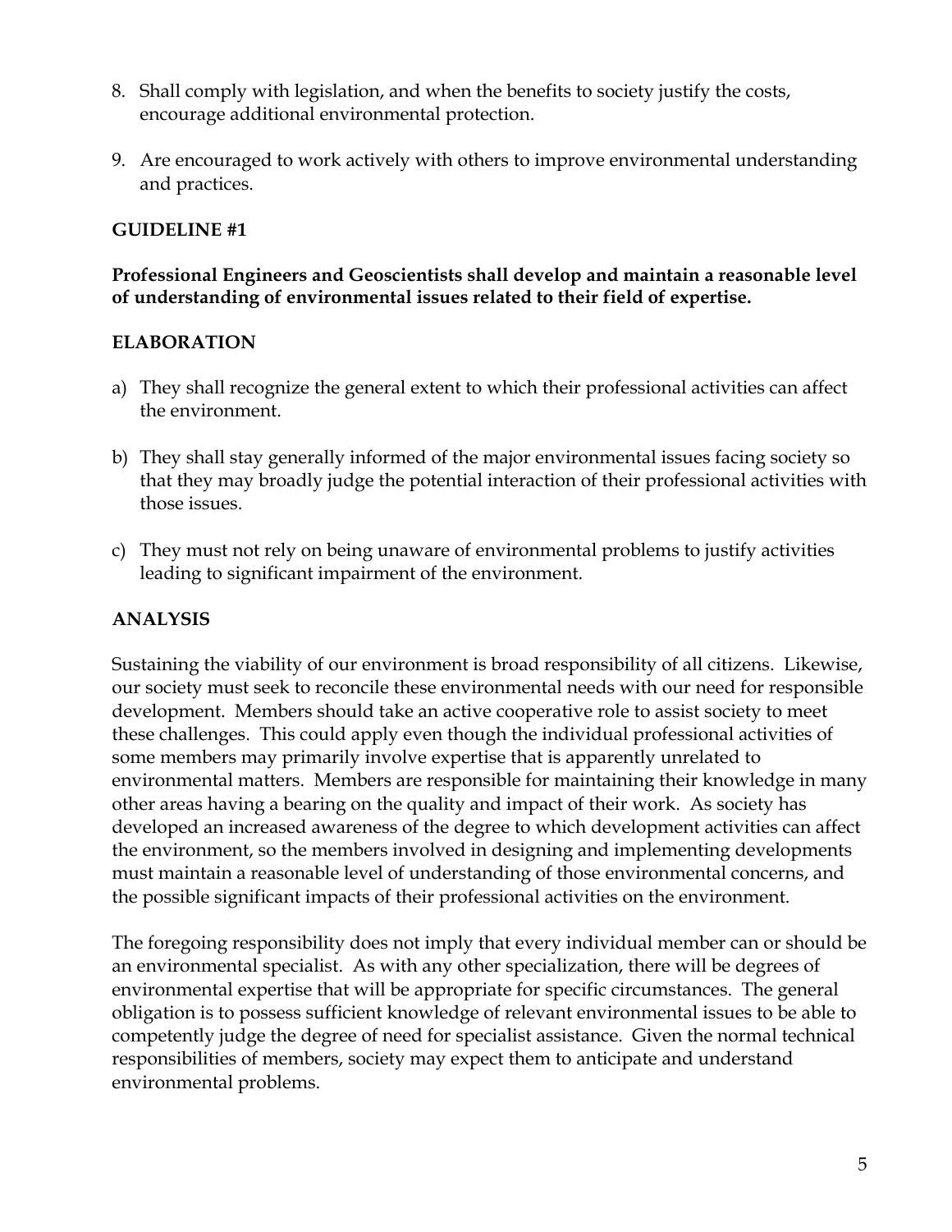8. Shall comply with legislation, and when the benefits to society justify the costs, encourage additional environmental protection.

9. Are encouraged to work actively with others to improve environmental understanding and practices.

## GUIDELINE #1

**Professional Engineers and Geoscientists shall develop and maintain a reasonable level of understanding of environmental issues related to their field of expertise.**

### ELABORATION

a) They shall recognize the general extent to which their professional activities can affect the environment.

b) They shall stay generally informed of the major environmental issues facing society so that they may broadly judge the potential interaction of their professional activities with those issues.

c) They must not rely on being unaware of environmental problems to justify activities leading to significant impairment of the environment.

### ANALYSIS

Sustaining the viability of our environment is broad responsibility of all citizens. Likewise, our society must seek to reconcile these environmental needs with our need for responsible development. Members should take an active cooperative role to assist society to meet these challenges. This could apply even though the individual professional activities of some members may primarily involve expertise that is apparently unrelated to environmental matters. Members are responsible for maintaining their knowledge in many other areas having a bearing on the quality and impact of their work. As society has developed an increased awareness of the degree to which development activities can affect the environment, so the members involved in designing and implementing developments must maintain a reasonable level of understanding of those environmental concerns, and the possible significant impacts of their professional activities on the environment.

The foregoing responsibility does not imply that every individual member can or should be an environmental specialist. As with any other specialization, there will be degrees of environmental expertise that will be appropriate for specific circumstances. The general obligation is to possess sufficient knowledge of relevant environmental issues to be able to competently judge the degree of need for specialist assistance. Given the normal technical responsibilities of members, society may expect them to anticipate and understand environmental problems.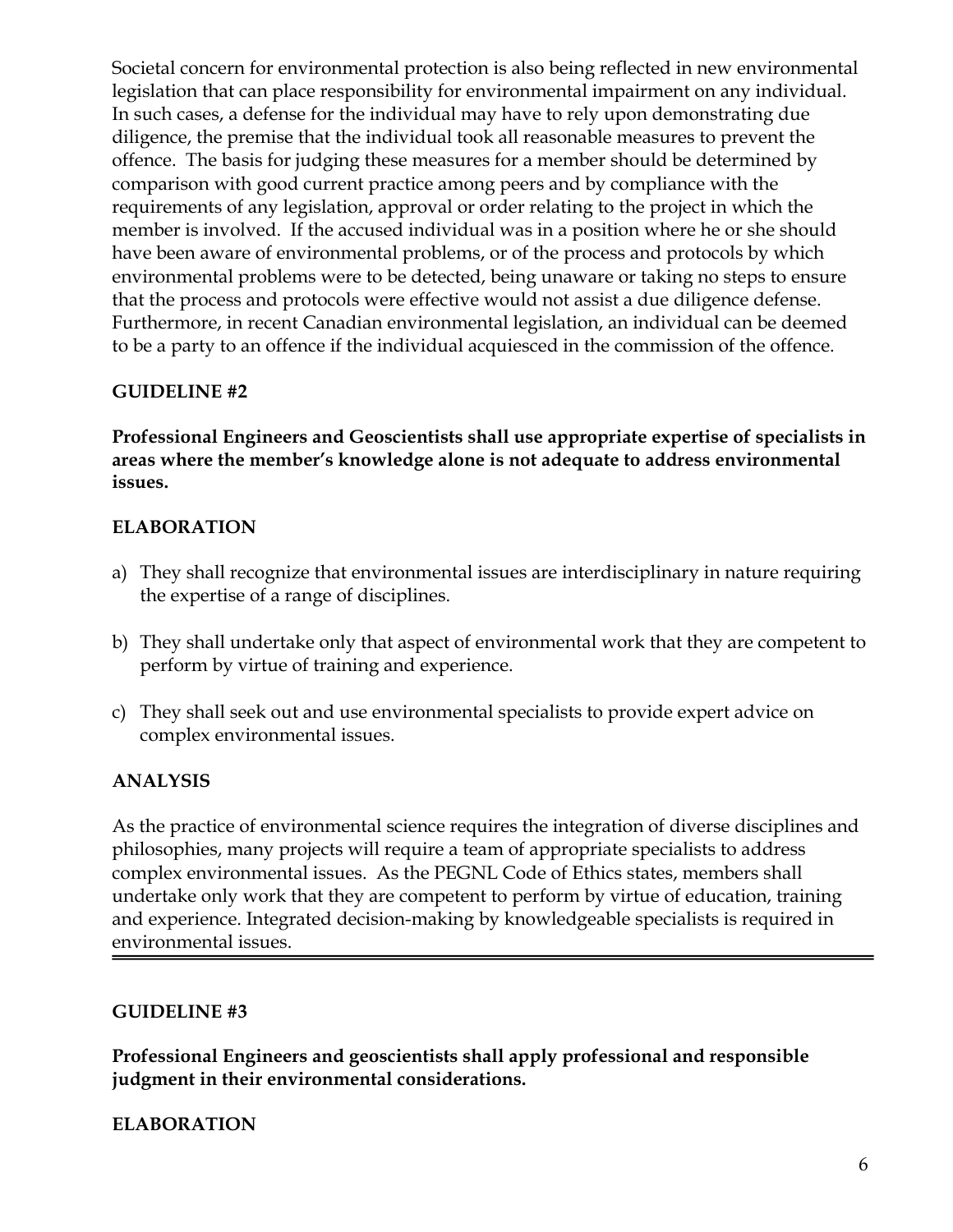Societal concern for environmental protection is also being reflected in new environmental legislation that can place responsibility for environmental impairment on any individual. In such cases, a defense for the individual may have to rely upon demonstrating due diligence, the premise that the individual took all reasonable measures to prevent the offence. The basis for judging these measures for a member should be determined by comparison with good current practice among peers and by compliance with the requirements of any legislation, approval or order relating to the project in which the member is involved. If the accused individual was in a position where he or she should have been aware of environmental problems, or of the process and protocols by which environmental problems were to be detected, being unaware or taking no steps to ensure that the process and protocols were effective would not assist a due diligence defense. Furthermore, in recent Canadian environmental legislation, an individual can be deemed to be a party to an offence if the individual acquiesced in the commission of the offence.

## GUIDELINE #2

**Professional Engineers and Geoscientists shall use appropriate expertise of specialists in areas where the member's knowledge alone is not adequate to address environmental issues.**

### ELABORATION

a) They shall recognize that environmental issues are interdisciplinary in nature requiring the expertise of a range of disciplines.

b) They shall undertake only that aspect of environmental work that they are competent to perform by virtue of training and experience.

c) They shall seek out and use environmental specialists to provide expert advice on complex environmental issues.

### ANALYSIS

As the practice of environmental science requires the integration of diverse disciplines and philosophies, many projects will require a team of appropriate specialists to address complex environmental issues. As the PEGNL Code of Ethics states, members shall undertake only work that they are competent to perform by virtue of education, training and experience. Integrated decision-making by knowledgeable specialists is required in environmental issues.

---

## GUIDELINE #3

**Professional Engineers and geoscientists shall apply professional and responsible judgment in their environmental considerations.**

### ELABORATION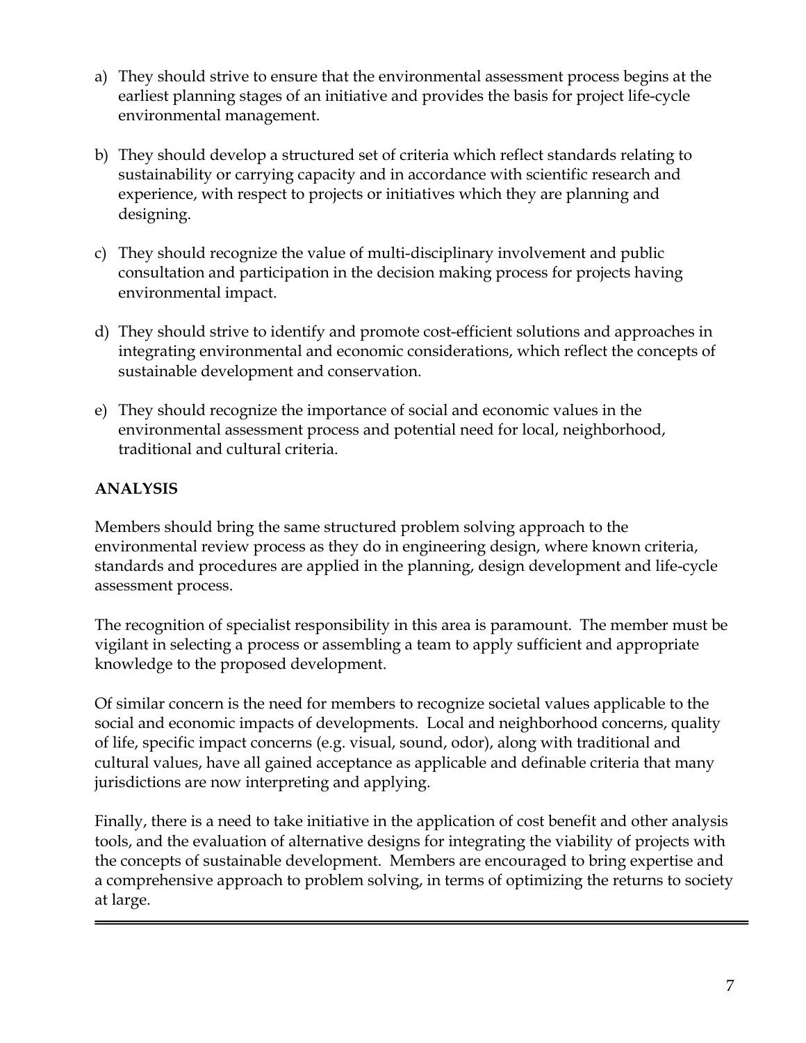a) They should strive to ensure that the environmental assessment process begins at the earliest planning stages of an initiative and provides the basis for project life-cycle environmental management.

b) They should develop a structured set of criteria which reflect standards relating to sustainability or carrying capacity and in accordance with scientific research and experience, with respect to projects or initiatives which they are planning and designing.

c) They should recognize the value of multi-disciplinary involvement and public consultation and participation in the decision making process for projects having environmental impact.

d) They should strive to identify and promote cost-efficient solutions and approaches in integrating environmental and economic considerations, which reflect the concepts of sustainable development and conservation.

e) They should recognize the importance of social and economic values in the environmental assessment process and potential need for local, neighborhood, traditional and cultural criteria.

**ANALYSIS**

Members should bring the same structured problem solving approach to the environmental review process as they do in engineering design, where known criteria, standards and procedures are applied in the planning, design development and life-cycle assessment process.

The recognition of specialist responsibility in this area is paramount. The member must be vigilant in selecting a process or assembling a team to apply sufficient and appropriate knowledge to the proposed development.

Of similar concern is the need for members to recognize societal values applicable to the social and economic impacts of developments. Local and neighborhood concerns, quality of life, specific impact concerns (e.g. visual, sound, odor), along with traditional and cultural values, have all gained acceptance as applicable and definable criteria that many jurisdictions are now interpreting and applying.

Finally, there is a need to take initiative in the application of cost benefit and other analysis tools, and the evaluation of alternative designs for integrating the viability of projects with the concepts of sustainable development. Members are encouraged to bring expertise and a comprehensive approach to problem solving, in terms of optimizing the returns to society at large.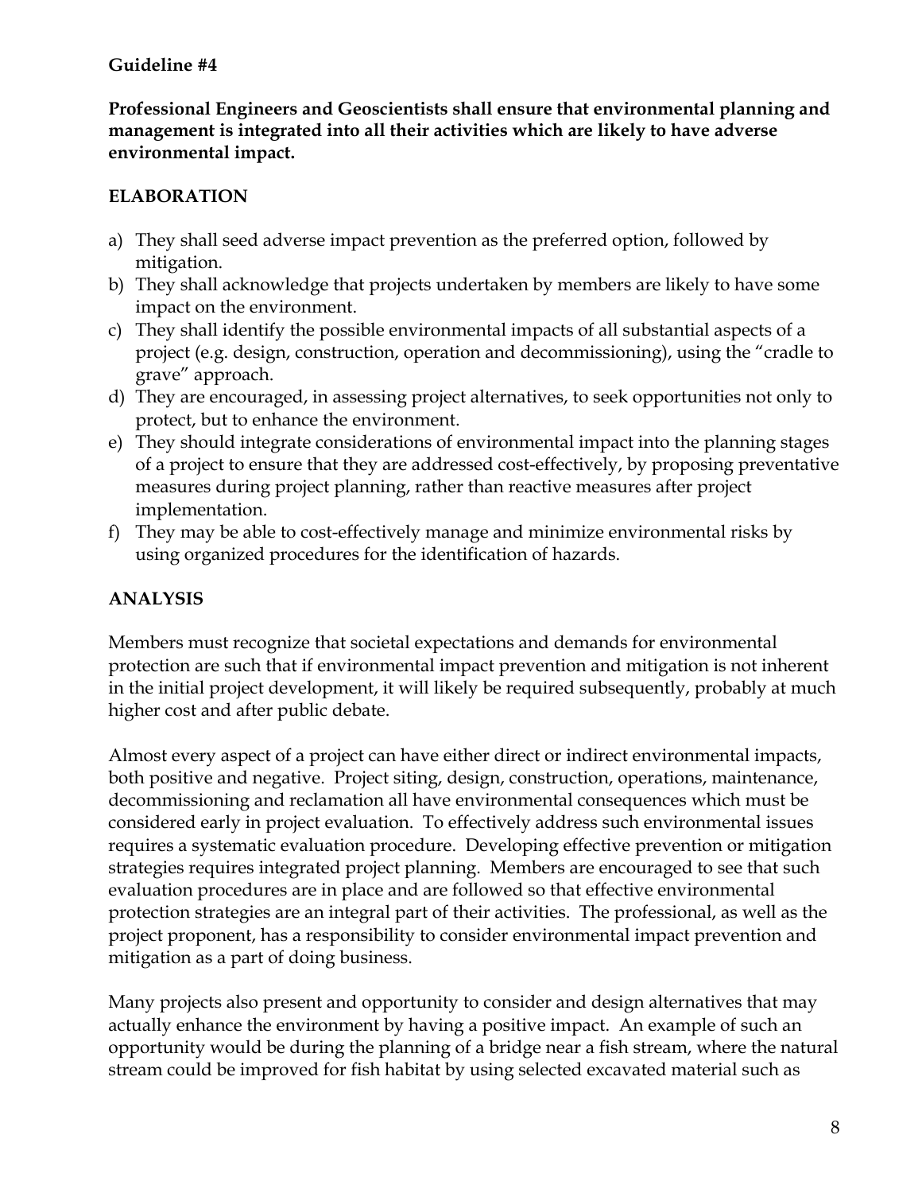**Guideline #4**

**Professional Engineers and Geoscientists shall ensure that environmental planning and management is integrated into all their activities which are likely to have adverse environmental impact.**

**ELABORATION**

a) They shall seed adverse impact prevention as the preferred option, followed by mitigation.
b) They shall acknowledge that projects undertaken by members are likely to have some impact on the environment.
c) They shall identify the possible environmental impacts of all substantial aspects of a project (e.g. design, construction, operation and decommissioning), using the "cradle to grave" approach.
d) They are encouraged, in assessing project alternatives, to seek opportunities not only to protect, but to enhance the environment.
e) They should integrate considerations of environmental impact into the planning stages of a project to ensure that they are addressed cost-effectively, by proposing preventative measures during project planning, rather than reactive measures after project implementation.
f) They may be able to cost-effectively manage and minimize environmental risks by using organized procedures for the identification of hazards.

**ANALYSIS**

Members must recognize that societal expectations and demands for environmental protection are such that if environmental impact prevention and mitigation is not inherent in the initial project development, it will likely be required subsequently, probably at much higher cost and after public debate.

Almost every aspect of a project can have either direct or indirect environmental impacts, both positive and negative. Project siting, design, construction, operations, maintenance, decommissioning and reclamation all have environmental consequences which must be considered early in project evaluation. To effectively address such environmental issues requires a systematic evaluation procedure. Developing effective prevention or mitigation strategies requires integrated project planning. Members are encouraged to see that such evaluation procedures are in place and are followed so that effective environmental protection strategies are an integral part of their activities. The professional, as well as the project proponent, has a responsibility to consider environmental impact prevention and mitigation as a part of doing business.

Many projects also present and opportunity to consider and design alternatives that may actually enhance the environment by having a positive impact. An example of such an opportunity would be during the planning of a bridge near a fish stream, where the natural stream could be improved for fish habitat by using selected excavated material such as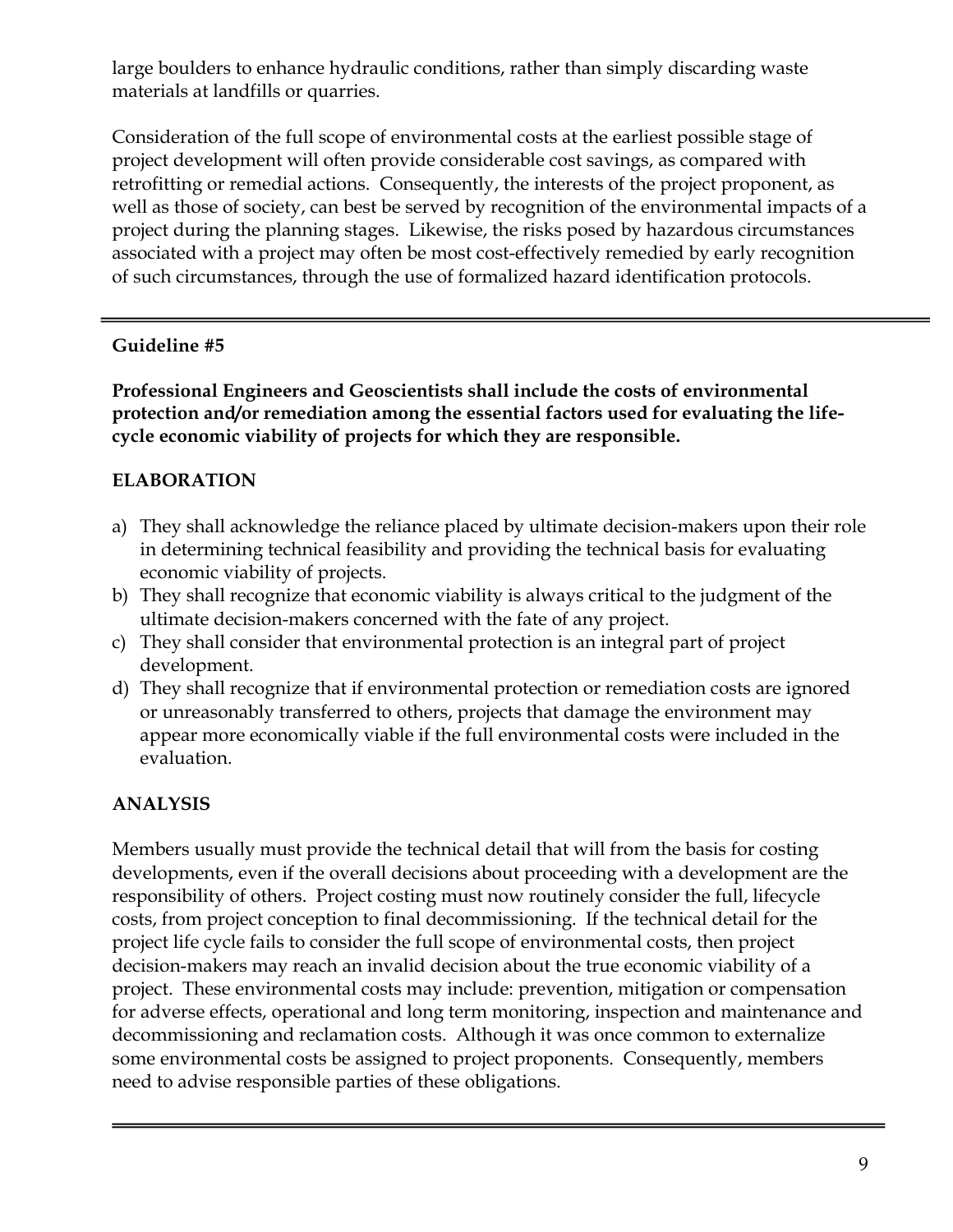large boulders to enhance hydraulic conditions, rather than simply discarding waste materials at landfills or quarries.

Consideration of the full scope of environmental costs at the earliest possible stage of project development will often provide considerable cost savings, as compared with retrofitting or remedial actions. Consequently, the interests of the project proponent, as well as those of society, can best be served by recognition of the environmental impacts of a project during the planning stages. Likewise, the risks posed by hazardous circumstances associated with a project may often be most cost-effectively remedied by early recognition of such circumstances, through the use of formalized hazard identification protocols.

---

### Guideline #5

**Professional Engineers and Geoscientists shall include the costs of environmental protection and/or remediation among the essential factors used for evaluating the life-cycle economic viability of projects for which they are responsible.**

#### ELABORATION

a) They shall acknowledge the reliance placed by ultimate decision-makers upon their role in determining technical feasibility and providing the technical basis for evaluating economic viability of projects.
b) They shall recognize that economic viability is always critical to the judgment of the ultimate decision-makers concerned with the fate of any project.
c) They shall consider that environmental protection is an integral part of project development.
d) They shall recognize that if environmental protection or remediation costs are ignored or unreasonably transferred to others, projects that damage the environment may appear more economically viable if the full environmental costs were included in the evaluation.

#### ANALYSIS

Members usually must provide the technical detail that will from the basis for costing developments, even if the overall decisions about proceeding with a development are the responsibility of others. Project costing must now routinely consider the full, lifecycle costs, from project conception to final decommissioning. If the technical detail for the project life cycle fails to consider the full scope of environmental costs, then project decision-makers may reach an invalid decision about the true economic viability of a project. These environmental costs may include: prevention, mitigation or compensation for adverse effects, operational and long term monitoring, inspection and maintenance and decommissioning and reclamation costs. Although it was once common to externalize some environmental costs be assigned to project proponents. Consequently, members need to advise responsible parties of these obligations.

---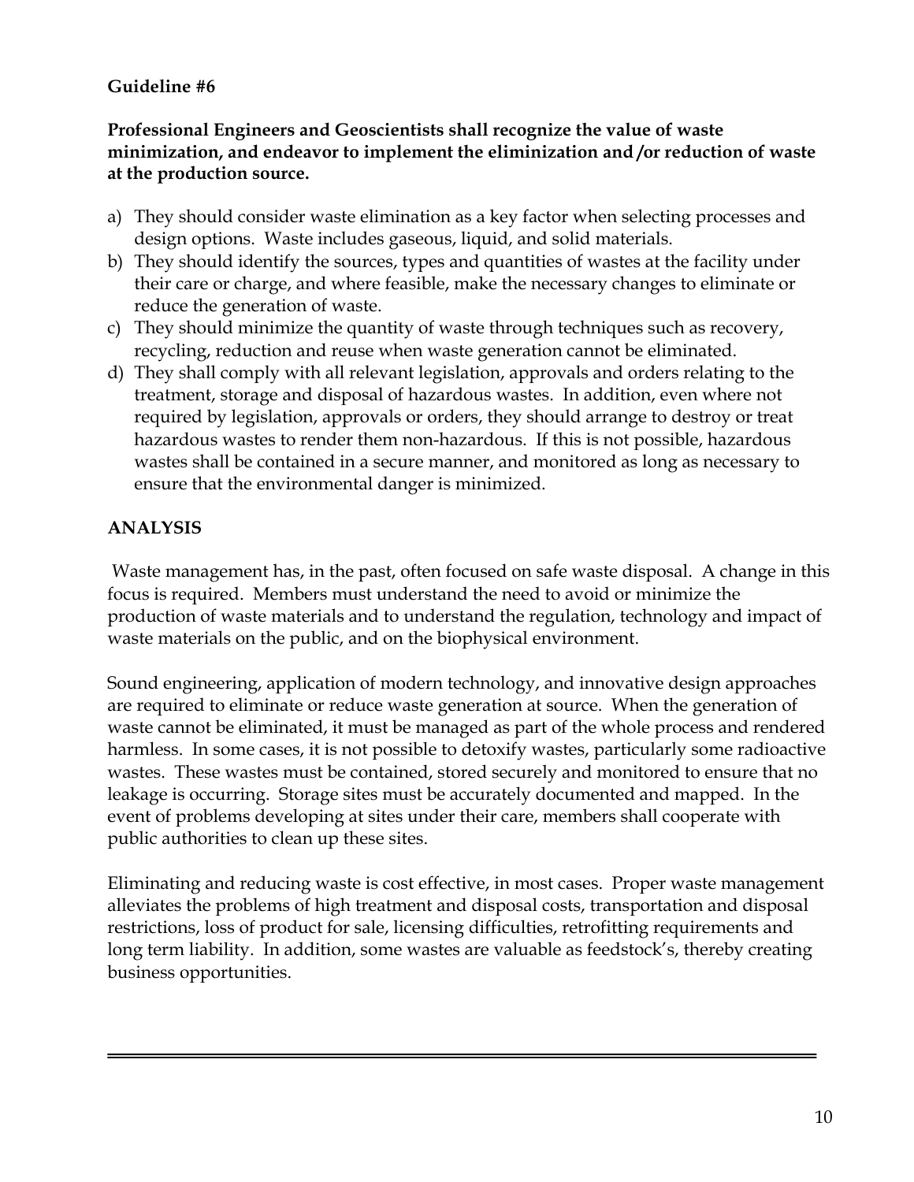**Guideline #6**

**Professional Engineers and Geoscientists shall recognize the value of waste minimization, and endeavor to implement the eliminization and/or reduction of waste at the production source.**

a) They should consider waste elimination as a key factor when selecting processes and design options. Waste includes gaseous, liquid, and solid materials.
b) They should identify the sources, types and quantities of wastes at the facility under their care or charge, and where feasible, make the necessary changes to eliminate or reduce the generation of waste.
c) They should minimize the quantity of waste through techniques such as recovery, recycling, reduction and reuse when waste generation cannot be eliminated.
d) They shall comply with all relevant legislation, approvals and orders relating to the treatment, storage and disposal of hazardous wastes. In addition, even where not required by legislation, approvals or orders, they should arrange to destroy or treat hazardous wastes to render them non-hazardous. If this is not possible, hazardous wastes shall be contained in a secure manner, and monitored as long as necessary to ensure that the environmental danger is minimized.

**ANALYSIS**

Waste management has, in the past, often focused on safe waste disposal. A change in this focus is required. Members must understand the need to avoid or minimize the production of waste materials and to understand the regulation, technology and impact of waste materials on the public, and on the biophysical environment.

Sound engineering, application of modern technology, and innovative design approaches are required to eliminate or reduce waste generation at source. When the generation of waste cannot be eliminated, it must be managed as part of the whole process and rendered harmless. In some cases, it is not possible to detoxify wastes, particularly some radioactive wastes. These wastes must be contained, stored securely and monitored to ensure that no leakage is occurring. Storage sites must be accurately documented and mapped. In the event of problems developing at sites under their care, members shall cooperate with public authorities to clean up these sites.

Eliminating and reducing waste is cost effective, in most cases. Proper waste management alleviates the problems of high treatment and disposal costs, transportation and disposal restrictions, loss of product for sale, licensing difficulties, retrofitting requirements and long term liability. In addition, some wastes are valuable as feedstock's, thereby creating business opportunities.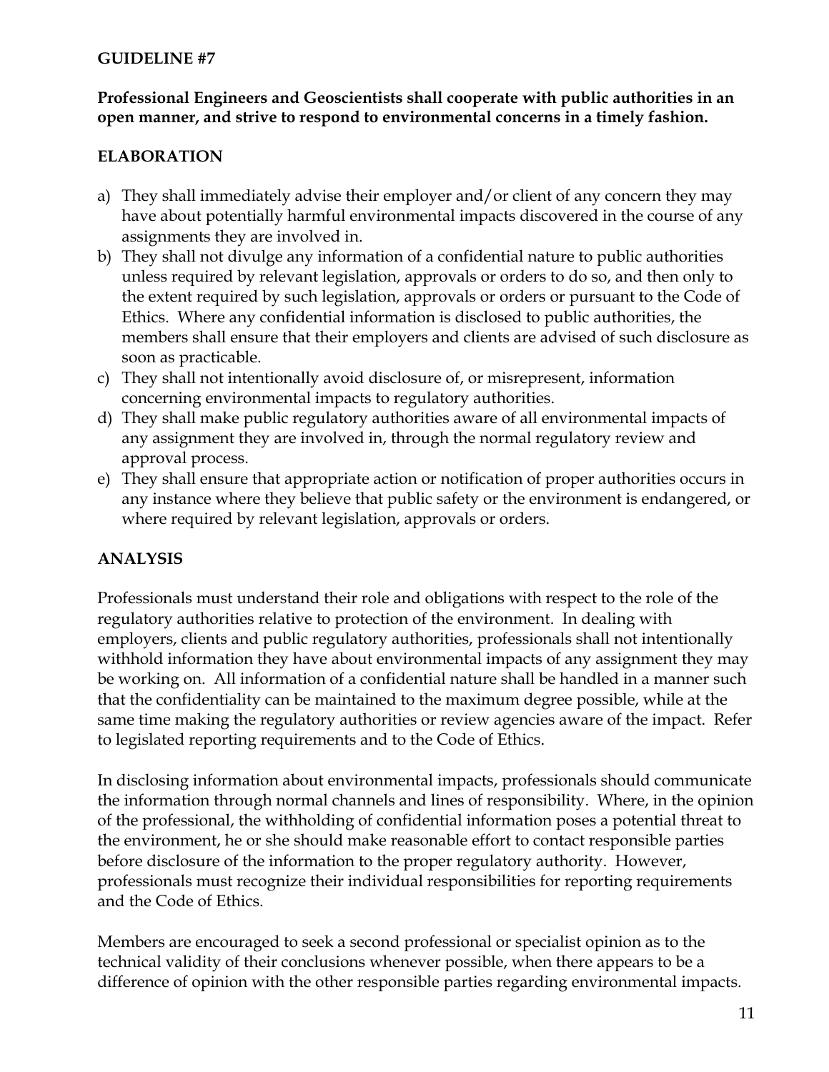## GUIDELINE #7

**Professional Engineers and Geoscientists shall cooperate with public authorities in an open manner, and strive to respond to environmental concerns in a timely fashion.**

### ELABORATION

a) They shall immediately advise their employer and/or client of any concern they may have about potentially harmful environmental impacts discovered in the course of any assignments they are involved in.

b) They shall not divulge any information of a confidential nature to public authorities unless required by relevant legislation, approvals or orders to do so, and then only to the extent required by such legislation, approvals or orders or pursuant to the Code of Ethics. Where any confidential information is disclosed to public authorities, the members shall ensure that their employers and clients are advised of such disclosure as soon as practicable.

c) They shall not intentionally avoid disclosure of, or misrepresent, information concerning environmental impacts to regulatory authorities.

d) They shall make public regulatory authorities aware of all environmental impacts of any assignment they are involved in, through the normal regulatory review and approval process.

e) They shall ensure that appropriate action or notification of proper authorities occurs in any instance where they believe that public safety or the environment is endangered, or where required by relevant legislation, approvals or orders.

### ANALYSIS

Professionals must understand their role and obligations with respect to the role of the regulatory authorities relative to protection of the environment. In dealing with employers, clients and public regulatory authorities, professionals shall not intentionally withhold information they have about environmental impacts of any assignment they may be working on. All information of a confidential nature shall be handled in a manner such that the confidentiality can be maintained to the maximum degree possible, while at the same time making the regulatory authorities or review agencies aware of the impact. Refer to legislated reporting requirements and to the Code of Ethics.

In disclosing information about environmental impacts, professionals should communicate the information through normal channels and lines of responsibility. Where, in the opinion of the professional, the withholding of confidential information poses a potential threat to the environment, he or she should make reasonable effort to contact responsible parties before disclosure of the information to the proper regulatory authority. However, professionals must recognize their individual responsibilities for reporting requirements and the Code of Ethics.

Members are encouraged to seek a second professional or specialist opinion as to the technical validity of their conclusions whenever possible, when there appears to be a difference of opinion with the other responsible parties regarding environmental impacts.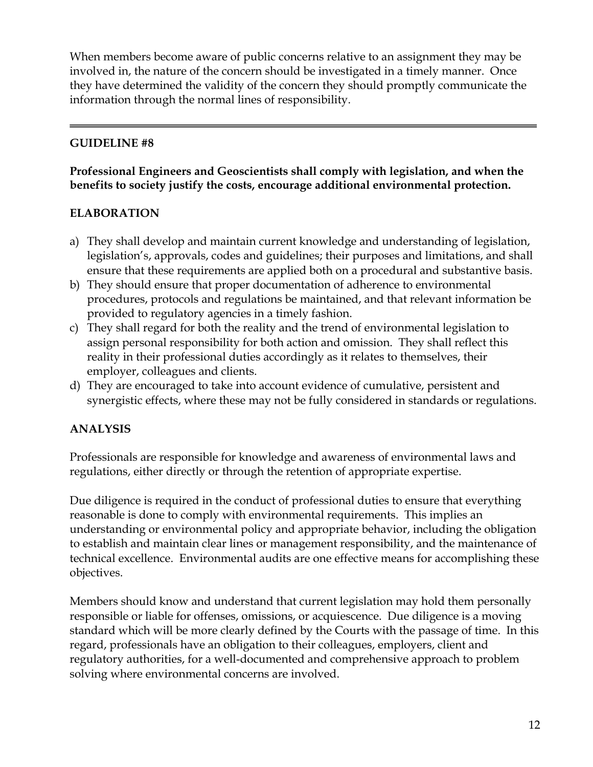When members become aware of public concerns relative to an assignment they may be involved in, the nature of the concern should be investigated in a timely manner. Once they have determined the validity of the concern they should promptly communicate the information through the normal lines of responsibility.

---

## GUIDELINE #8

**Professional Engineers and Geoscientists shall comply with legislation, and when the benefits to society justify the costs, encourage additional environmental protection.**

### ELABORATION

a) They shall develop and maintain current knowledge and understanding of legislation, legislation's, approvals, codes and guidelines; their purposes and limitations, and shall ensure that these requirements are applied both on a procedural and substantive basis.
b) They should ensure that proper documentation of adherence to environmental procedures, protocols and regulations be maintained, and that relevant information be provided to regulatory agencies in a timely fashion.
c) They shall regard for both the reality and the trend of environmental legislation to assign personal responsibility for both action and omission. They shall reflect this reality in their professional duties accordingly as it relates to themselves, their employer, colleagues and clients.
d) They are encouraged to take into account evidence of cumulative, persistent and synergistic effects, where these may not be fully considered in standards or regulations.

### ANALYSIS

Professionals are responsible for knowledge and awareness of environmental laws and regulations, either directly or through the retention of appropriate expertise.

Due diligence is required in the conduct of professional duties to ensure that everything reasonable is done to comply with environmental requirements. This implies an understanding or environmental policy and appropriate behavior, including the obligation to establish and maintain clear lines or management responsibility, and the maintenance of technical excellence. Environmental audits are one effective means for accomplishing these objectives.

Members should know and understand that current legislation may hold them personally responsible or liable for offenses, omissions, or acquiescence. Due diligence is a moving standard which will be more clearly defined by the Courts with the passage of time. In this regard, professionals have an obligation to their colleagues, employers, client and regulatory authorities, for a well-documented and comprehensive approach to problem solving where environmental concerns are involved.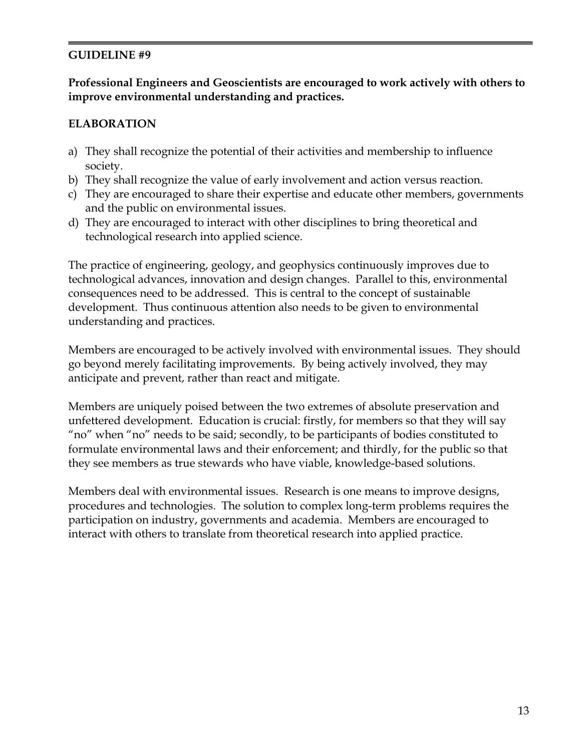## GUIDELINE #9

**Professional Engineers and Geoscientists are encouraged to work actively with others to improve environmental understanding and practices.**

### ELABORATION

a) They shall recognize the potential of their activities and membership to influence society.
b) They shall recognize the value of early involvement and action versus reaction.
c) They are encouraged to share their expertise and educate other members, governments and the public on environmental issues.
d) They are encouraged to interact with other disciplines to bring theoretical and technological research into applied science.

The practice of engineering, geology, and geophysics continuously improves due to technological advances, innovation and design changes. Parallel to this, environmental consequences need to be addressed. This is central to the concept of sustainable development. Thus continuous attention also needs to be given to environmental understanding and practices.

Members are encouraged to be actively involved with environmental issues. They should go beyond merely facilitating improvements. By being actively involved, they may anticipate and prevent, rather than react and mitigate.

Members are uniquely poised between the two extremes of absolute preservation and unfettered development. Education is crucial: firstly, for members so that they will say "no" when "no" needs to be said; secondly, to be participants of bodies constituted to formulate environmental laws and their enforcement; and thirdly, for the public so that they see members as true stewards who have viable, knowledge-based solutions.

Members deal with environmental issues. Research is one means to improve designs, procedures and technologies. The solution to complex long-term problems requires the participation on industry, governments and academia. Members are encouraged to interact with others to translate from theoretical research into applied practice.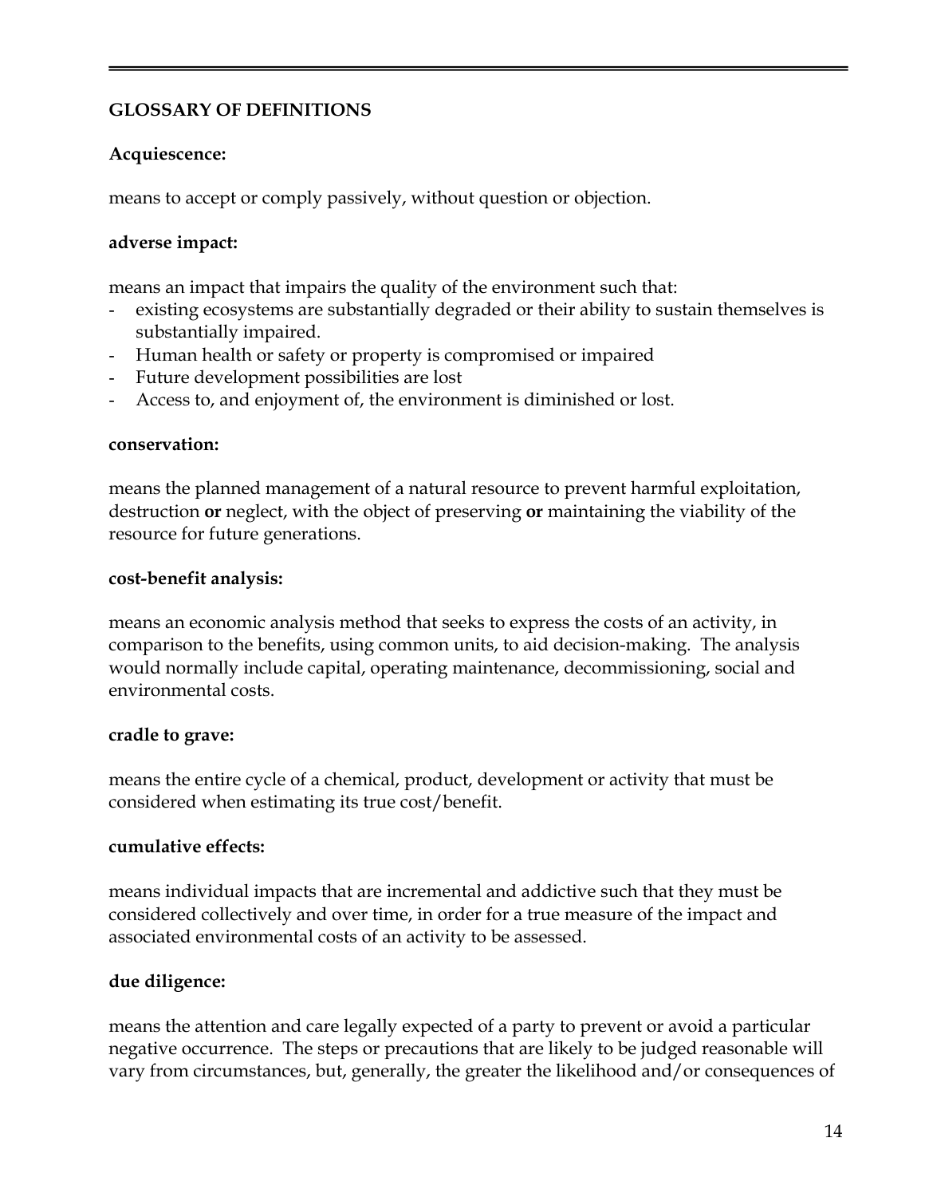## GLOSSARY OF DEFINITIONS

**Acquiescence:**

means to accept or comply passively, without question or objection.

**adverse impact:**

means an impact that impairs the quality of the environment such that:

- existing ecosystems are substantially degraded or their ability to sustain themselves is substantially impaired.
- Human health or safety or property is compromised or impaired
- Future development possibilities are lost
- Access to, and enjoyment of, the environment is diminished or lost.

**conservation:**

means the planned management of a natural resource to prevent harmful exploitation, destruction **or** neglect, with the object of preserving **or** maintaining the viability of the resource for future generations.

**cost-benefit analysis:**

means an economic analysis method that seeks to express the costs of an activity, in comparison to the benefits, using common units, to aid decision-making. The analysis would normally include capital, operating maintenance, decommissioning, social and environmental costs.

**cradle to grave:**

means the entire cycle of a chemical, product, development or activity that must be considered when estimating its true cost/benefit.

**cumulative effects:**

means individual impacts that are incremental and addictive such that they must be considered collectively and over time, in order for a true measure of the impact and associated environmental costs of an activity to be assessed.

**due diligence:**

means the attention and care legally expected of a party to prevent or avoid a particular negative occurrence. The steps or precautions that are likely to be judged reasonable will vary from circumstances, but, generally, the greater the likelihood and/or consequences of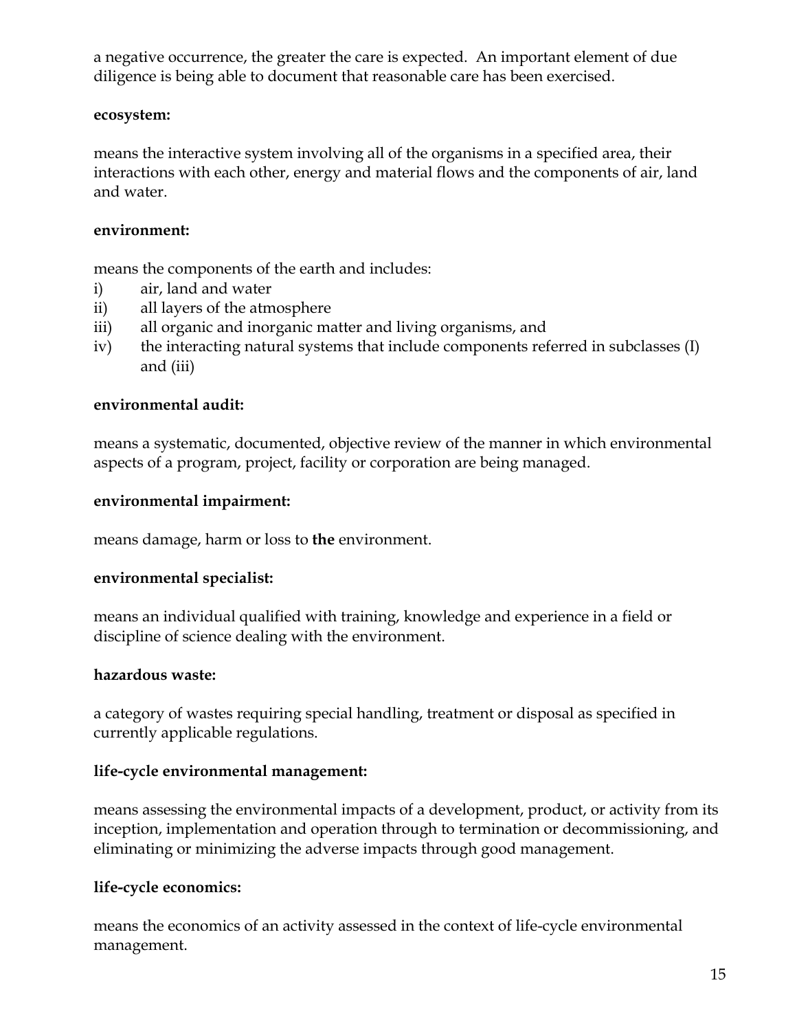a negative occurrence, the greater the care is expected. An important element of due diligence is being able to document that reasonable care has been exercised.

**ecosystem:**

means the interactive system involving all of the organisms in a specified area, their interactions with each other, energy and material flows and the components of air, land and water.

**environment:**

means the components of the earth and includes:

i) air, land and water
ii) all layers of the atmosphere
iii) all organic and inorganic matter and living organisms, and
iv) the interacting natural systems that include components referred in subclasses (I) and (iii)

**environmental audit:**

means a systematic, documented, objective review of the manner in which environmental aspects of a program, project, facility or corporation are being managed.

**environmental impairment:**

means damage, harm or loss to **the** environment.

**environmental specialist:**

means an individual qualified with training, knowledge and experience in a field or discipline of science dealing with the environment.

**hazardous waste:**

a category of wastes requiring special handling, treatment or disposal as specified in currently applicable regulations.

**life-cycle environmental management:**

means assessing the environmental impacts of a development, product, or activity from its inception, implementation and operation through to termination or decommissioning, and eliminating or minimizing the adverse impacts through good management.

**life-cycle economics:**

means the economics of an activity assessed in the context of life-cycle environmental management.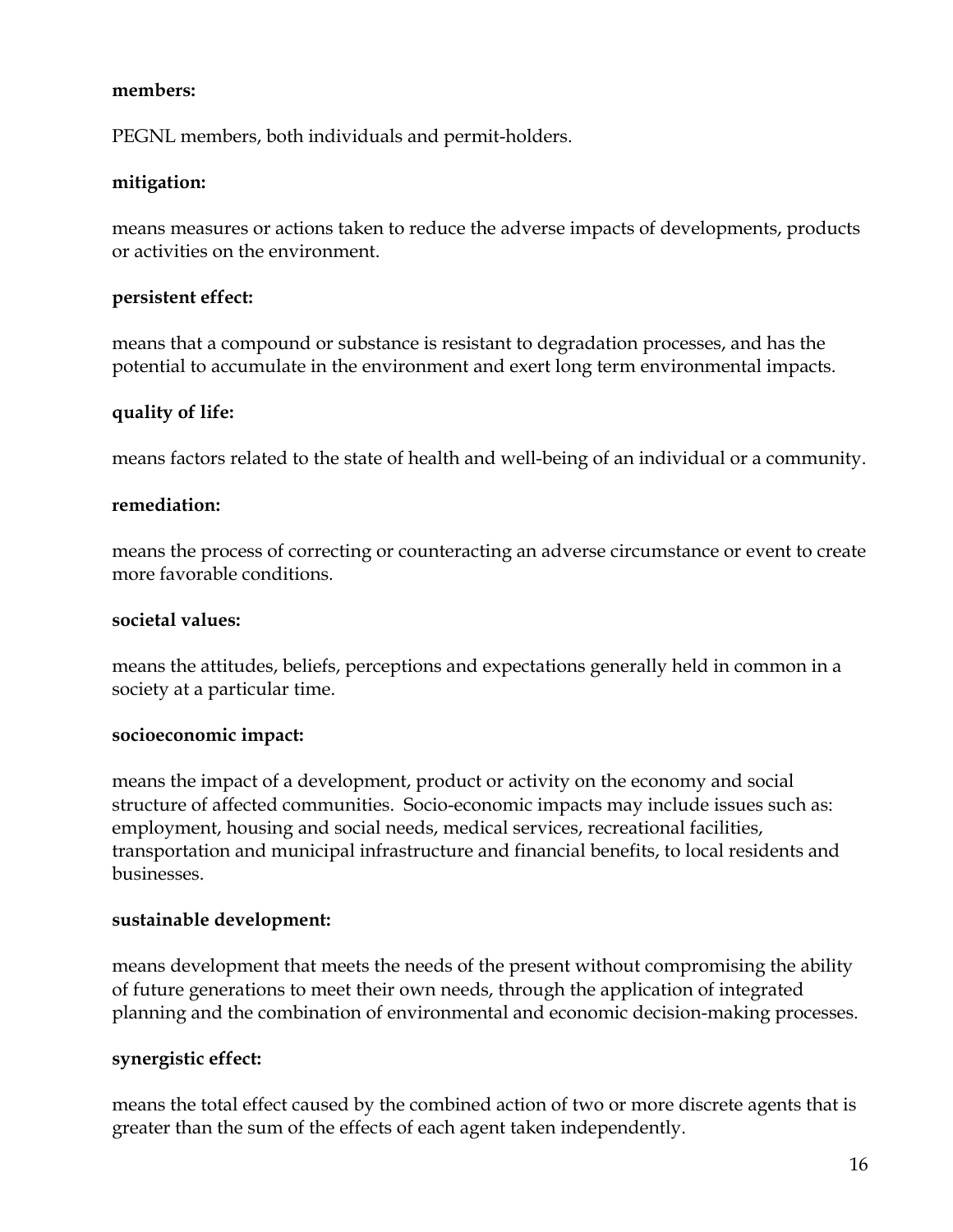**members:**

PEGNL members, both individuals and permit-holders.

**mitigation:**

means measures or actions taken to reduce the adverse impacts of developments, products or activities on the environment.

**persistent effect:**

means that a compound or substance is resistant to degradation processes, and has the potential to accumulate in the environment and exert long term environmental impacts.

**quality of life:**

means factors related to the state of health and well-being of an individual or a community.

**remediation:**

means the process of correcting or counteracting an adverse circumstance or event to create more favorable conditions.

**societal values:**

means the attitudes, beliefs, perceptions and expectations generally held in common in a society at a particular time.

**socioeconomic impact:**

means the impact of a development, product or activity on the economy and social structure of affected communities. Socio-economic impacts may include issues such as: employment, housing and social needs, medical services, recreational facilities, transportation and municipal infrastructure and financial benefits, to local residents and businesses.

**sustainable development:**

means development that meets the needs of the present without compromising the ability of future generations to meet their own needs, through the application of integrated planning and the combination of environmental and economic decision-making processes.

**synergistic effect:**

means the total effect caused by the combined action of two or more discrete agents that is greater than the sum of the effects of each agent taken independently.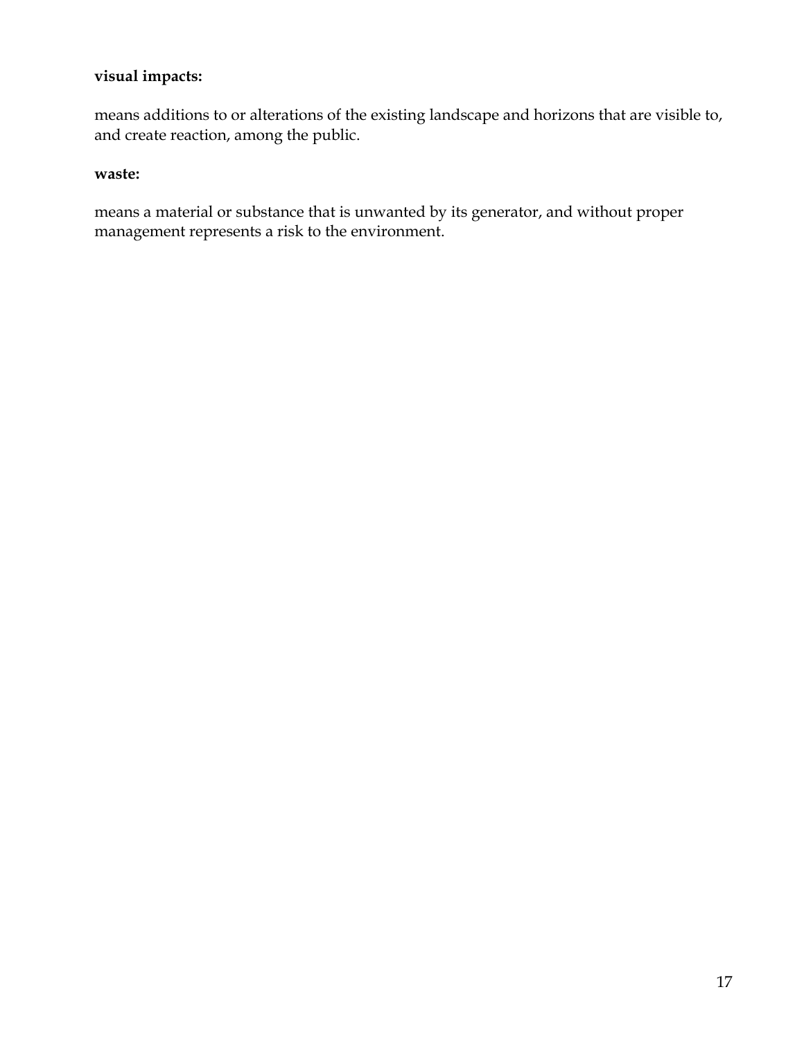**visual impacts:**

means additions to or alterations of the existing landscape and horizons that are visible to, and create reaction, among the public.

**waste:**

means a material or substance that is unwanted by its generator, and without proper management represents a risk to the environment.